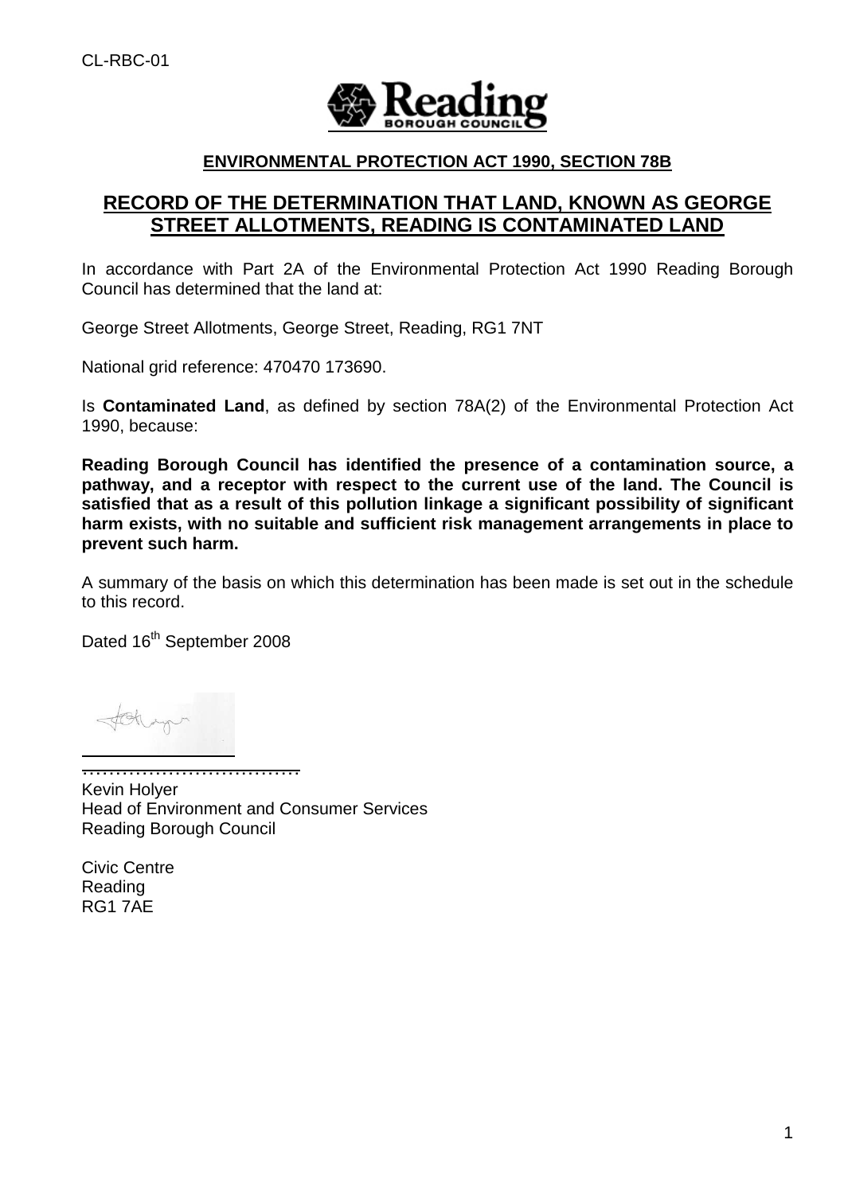CL-RBC-01

**ENVIRONMENTAL PROTECTION ACT 1990, SECTION 78B**

# RECORD OF THE DETERMINATION THAT LAND, KNOWN AS GEORGE STREET ALLOTMENTS, READING IS CONTAMINATED LAND

In accordance with Part 2A of the Environmental Protection Act 1990 Reading Borough Council has determined that the land at:

George Street Allotments, George Street, Reading, RG1 7NT

National grid reference: 470470 173690.

Is **Contaminated Land**, as defined by section 78A(2) of the Environmental Protection Act 1990, because:

**Reading Borough Council has identified the presence of a contamination source, a pathway, and a receptor with respect to the current use of the land. The Council is satisfied that as a result of this pollution linkage a significant possibility of significant harm exists, with no suitable and sufficient risk management arrangements in place to prevent such harm.**

A summary of the basis on which this determination has been made is set out in the schedule to this record.

Dated 16th September 2008

……………………………

Kevin Holyer
Head of Environment and Consumer Services
Reading Borough Council

Civic Centre
Reading
RG1 7AE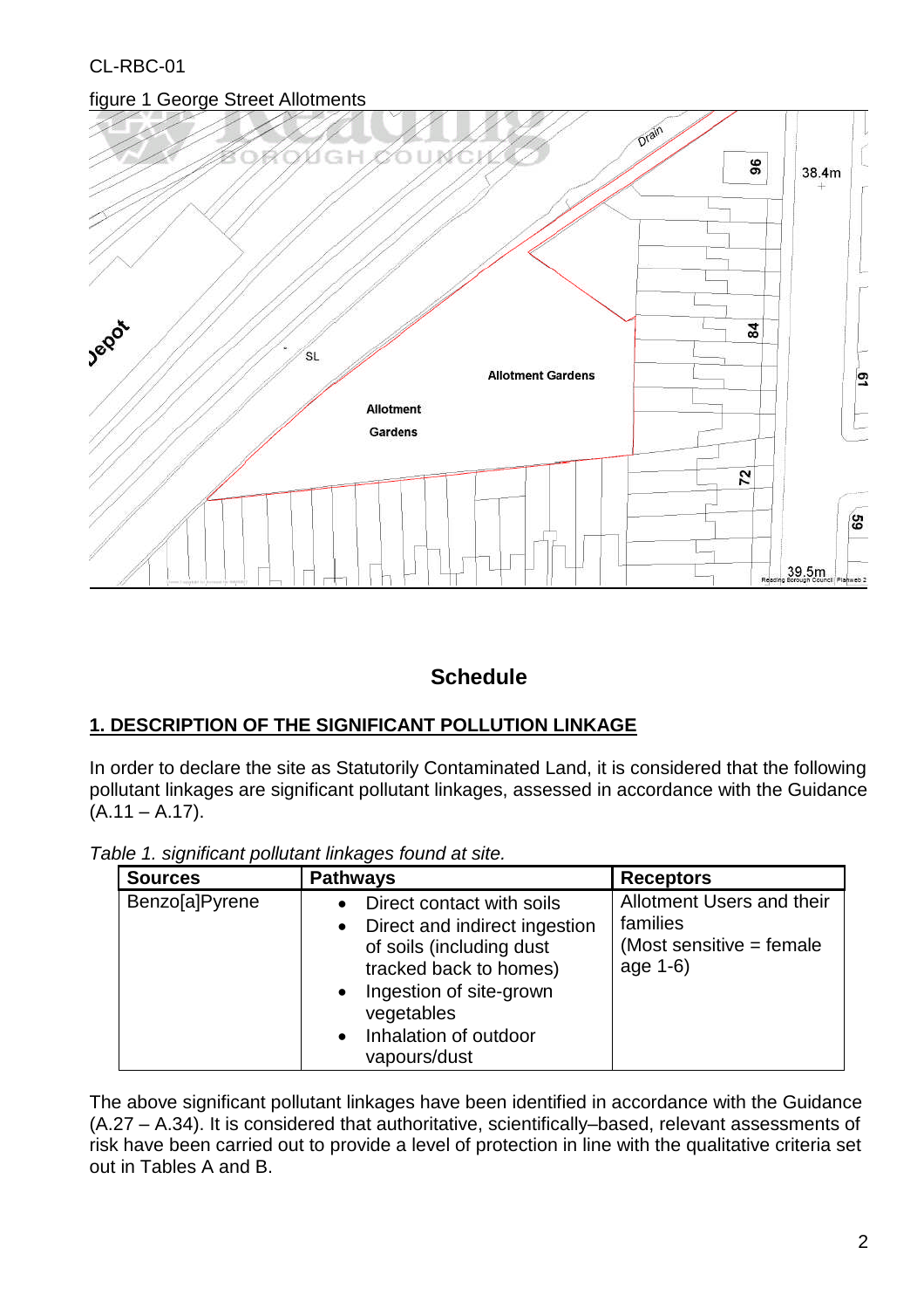CL-RBC-01

figure 1 George Street Allotments

# Schedule

## 1. DESCRIPTION OF THE SIGNIFICANT POLLUTION LINKAGE

In order to declare the site as Statutorily Contaminated Land, it is considered that the following pollutant linkages are significant pollutant linkages, assessed in accordance with the Guidance (A.11 – A.17).

*Table 1. significant pollutant linkages found at site.*

| Sources | Pathways | Receptors |
|---|---|---|
| Benzo[a]Pyrene | • Direct contact with soils<br>• Direct and indirect ingestion of soils (including dust tracked back to homes)<br>• Ingestion of site-grown vegetables<br>• Inhalation of outdoor vapours/dust | Allotment Users and their families<br>(Most sensitive = female age 1-6) |

The above significant pollutant linkages have been identified in accordance with the Guidance (A.27 – A.34). It is considered that authoritative, scientifically–based, relevant assessments of risk have been carried out to provide a level of protection in line with the qualitative criteria set out in Tables A and B.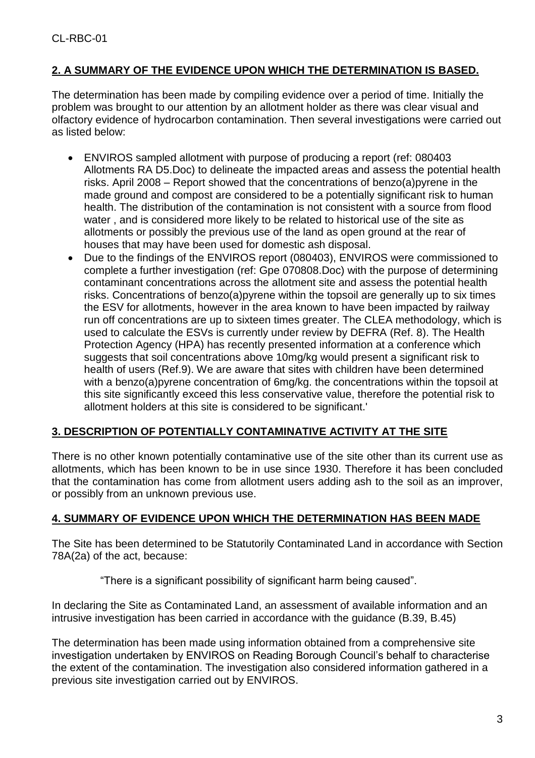CL-RBC-01

## 2. A SUMMARY OF THE EVIDENCE UPON WHICH THE DETERMINATION IS BASED.

The determination has been made by compiling evidence over a period of time. Initially the problem was brought to our attention by an allotment holder as there was clear visual and olfactory evidence of hydrocarbon contamination. Then several investigations were carried out as listed below:

- ENVIROS sampled allotment with purpose of producing a report (ref: 080403 Allotments RA D5.Doc) to delineate the impacted areas and assess the potential health risks. April 2008 – Report showed that the concentrations of benzo(a)pyrene in the made ground and compost are considered to be a potentially significant risk to human health. The distribution of the contamination is not consistent with a source from flood water , and is considered more likely to be related to historical use of the site as allotments or possibly the previous use of the land as open ground at the rear of houses that may have been used for domestic ash disposal.
- Due to the findings of the ENVIROS report (080403), ENVIROS were commissioned to complete a further investigation (ref: Gpe 070808.Doc) with the purpose of determining contaminant concentrations across the allotment site and assess the potential health risks. Concentrations of benzo(a)pyrene within the topsoil are generally up to six times the ESV for allotments, however in the area known to have been impacted by railway run off concentrations are up to sixteen times greater. The CLEA methodology, which is used to calculate the ESVs is currently under review by DEFRA (Ref. 8). The Health Protection Agency (HPA) has recently presented information at a conference which suggests that soil concentrations above 10mg/kg would present a significant risk to health of users (Ref.9). We are aware that sites with children have been determined with a benzo(a)pyrene concentration of 6mg/kg. the concentrations within the topsoil at this site significantly exceed this less conservative value, therefore the potential risk to allotment holders at this site is considered to be significant.'

## 3. DESCRIPTION OF POTENTIALLY CONTAMINATIVE ACTIVITY AT THE SITE

There is no other known potentially contaminative use of the site other than its current use as allotments, which has been known to be in use since 1930. Therefore it has been concluded that the contamination has come from allotment users adding ash to the soil as an improver, or possibly from an unknown previous use.

## 4. SUMMARY OF EVIDENCE UPON WHICH THE DETERMINATION HAS BEEN MADE

The Site has been determined to be Statutorily Contaminated Land in accordance with Section 78A(2a) of the act, because:

> "There is a significant possibility of significant harm being caused".

In declaring the Site as Contaminated Land, an assessment of available information and an intrusive investigation has been carried in accordance with the guidance (B.39, B.45)

The determination has been made using information obtained from a comprehensive site investigation undertaken by ENVIROS on Reading Borough Council's behalf to characterise the extent of the contamination. The investigation also considered information gathered in a previous site investigation carried out by ENVIROS.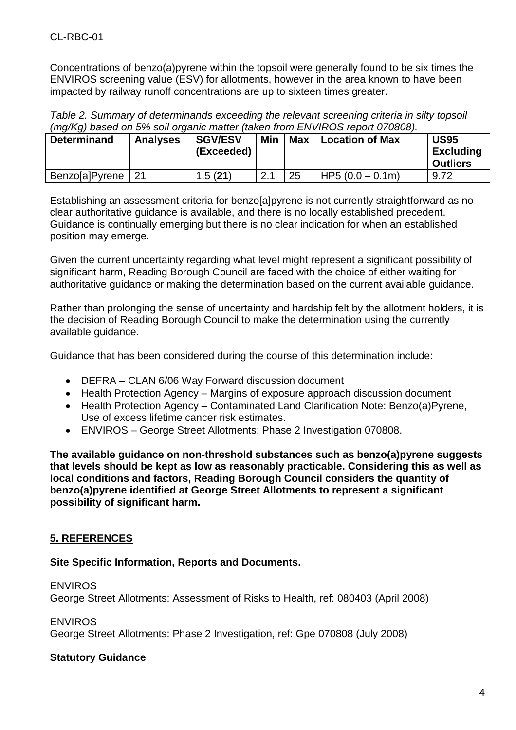Concentrations of benzo(a)pyrene within the topsoil were generally found to be six times the ENVIROS screening value (ESV) for allotments, however in the area known to have been impacted by railway runoff concentrations are up to sixteen times greater.

*Table 2. Summary of determinands exceeding the relevant screening criteria in silty topsoil (mg/Kg) based on 5% soil organic matter (taken from ENVIROS report 070808).*

| Determinand | Analyses | SGV/ESV (Exceeded) | Min | Max | Location of Max | US95 Excluding Outliers |
|---|---|---|---|---|---|---|
| Benzo[a]Pyrene | 21 | 1.5 (**21**) | 2.1 | 25 | HP5 (0.0 – 0.1m) | 9.72 |

Establishing an assessment criteria for benzo[a]pyrene is not currently straightforward as no clear authoritative guidance is available, and there is no locally established precedent. Guidance is continually emerging but there is no clear indication for when an established position may emerge.

Given the current uncertainty regarding what level might represent a significant possibility of significant harm, Reading Borough Council are faced with the choice of either waiting for authoritative guidance or making the determination based on the current available guidance.

Rather than prolonging the sense of uncertainty and hardship felt by the allotment holders, it is the decision of Reading Borough Council to make the determination using the currently available guidance.

Guidance that has been considered during the course of this determination include:

- DEFRA – CLAN 6/06 Way Forward discussion document
- Health Protection Agency – Margins of exposure approach discussion document
- Health Protection Agency – Contaminated Land Clarification Note: Benzo(a)Pyrene, Use of excess lifetime cancer risk estimates.
- ENVIROS – George Street Allotments: Phase 2 Investigation 070808.

**The available guidance on non-threshold substances such as benzo(a)pyrene suggests that levels should be kept as low as reasonably practicable. Considering this as well as local conditions and factors, Reading Borough Council considers the quantity of benzo(a)pyrene identified at George Street Allotments to represent a significant possibility of significant harm.**

## 5. REFERENCES

**Site Specific Information, Reports and Documents.**

ENVIROS
George Street Allotments: Assessment of Risks to Health, ref: 080403 (April 2008)

ENVIROS
George Street Allotments: Phase 2 Investigation, ref: Gpe 070808 (July 2008)

**Statutory Guidance**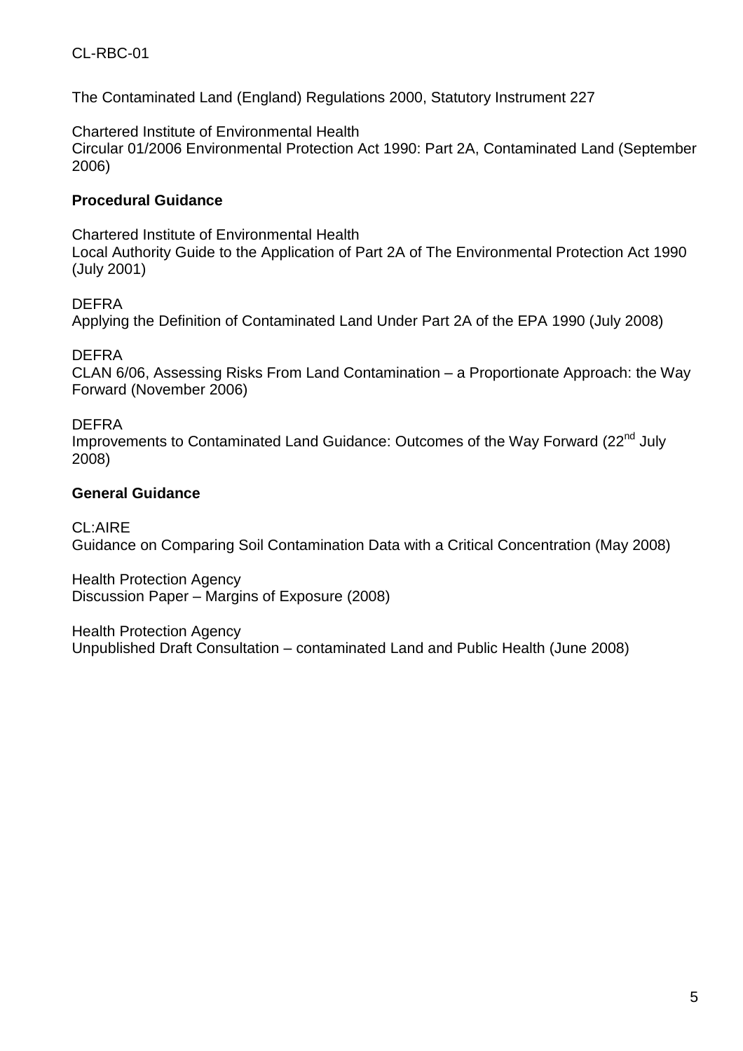The Contaminated Land (England) Regulations 2000, Statutory Instrument 227

Chartered Institute of Environmental Health
Circular 01/2006 Environmental Protection Act 1990: Part 2A, Contaminated Land (September 2006)

**Procedural Guidance**

Chartered Institute of Environmental Health
Local Authority Guide to the Application of Part 2A of The Environmental Protection Act 1990 (July 2001)

DEFRA
Applying the Definition of Contaminated Land Under Part 2A of the EPA 1990 (July 2008)

DEFRA
CLAN 6/06, Assessing Risks From Land Contamination – a Proportionate Approach: the Way Forward (November 2006)

DEFRA
Improvements to Contaminated Land Guidance: Outcomes of the Way Forward (22nd July 2008)

**General Guidance**

CL:AIRE
Guidance on Comparing Soil Contamination Data with a Critical Concentration (May 2008)

Health Protection Agency
Discussion Paper – Margins of Exposure (2008)

Health Protection Agency
Unpublished Draft Consultation – contaminated Land and Public Health (June 2008)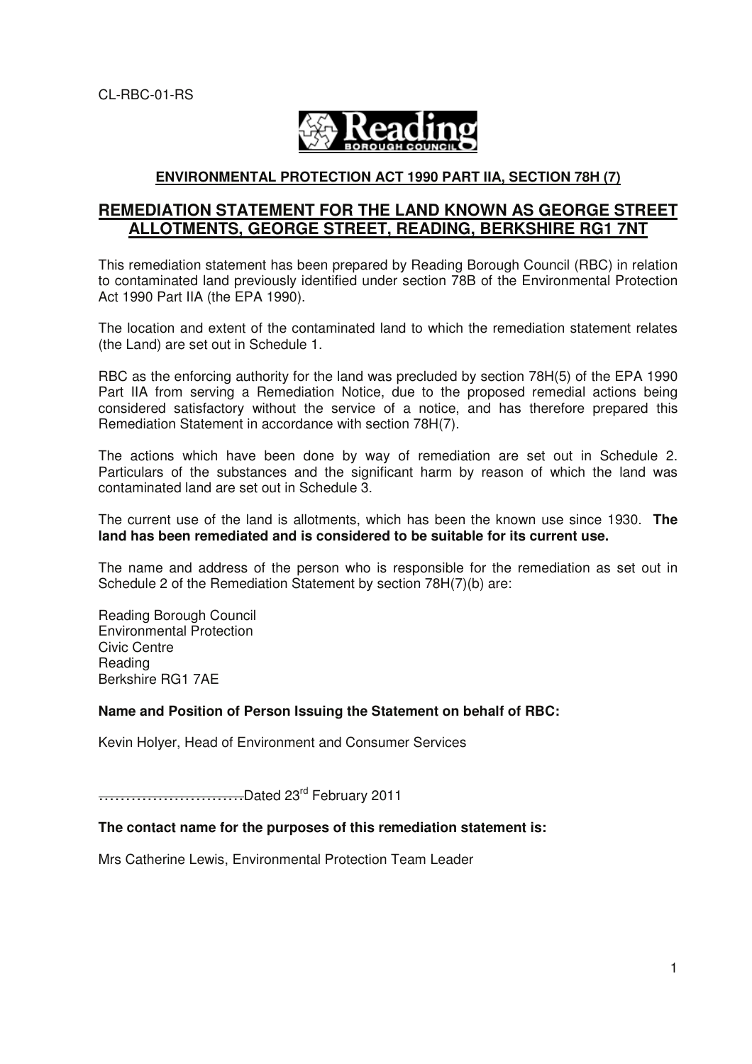CL-RBC-01-RS

**Reading BOROUGH COUNCIL**

**ENVIRONMENTAL PROTECTION ACT 1990 PART IIA, SECTION 78H (7)**

## REMEDIATION STATEMENT FOR THE LAND KNOWN AS GEORGE STREET ALLOTMENTS, GEORGE STREET, READING, BERKSHIRE RG1 7NT

This remediation statement has been prepared by Reading Borough Council (RBC) in relation to contaminated land previously identified under section 78B of the Environmental Protection Act 1990 Part IIA (the EPA 1990).

The location and extent of the contaminated land to which the remediation statement relates (the Land) are set out in Schedule 1.

RBC as the enforcing authority for the land was precluded by section 78H(5) of the EPA 1990 Part IIA from serving a Remediation Notice, due to the proposed remedial actions being considered satisfactory without the service of a notice, and has therefore prepared this Remediation Statement in accordance with section 78H(7).

The actions which have been done by way of remediation are set out in Schedule 2. Particulars of the substances and the significant harm by reason of which the land was contaminated land are set out in Schedule 3.

The current use of the land is allotments, which has been the known use since 1930. **The land has been remediated and is considered to be suitable for its current use.**

The name and address of the person who is responsible for the remediation as set out in Schedule 2 of the Remediation Statement by section 78H(7)(b) are:

Reading Borough Council
Environmental Protection
Civic Centre
Reading
Berkshire RG1 7AE

**Name and Position of Person Issuing the Statement on behalf of RBC:**

Kevin Holyer, Head of Environment and Consumer Services

……………………….Dated 23rd February 2011

**The contact name for the purposes of this remediation statement is:**

Mrs Catherine Lewis, Environmental Protection Team Leader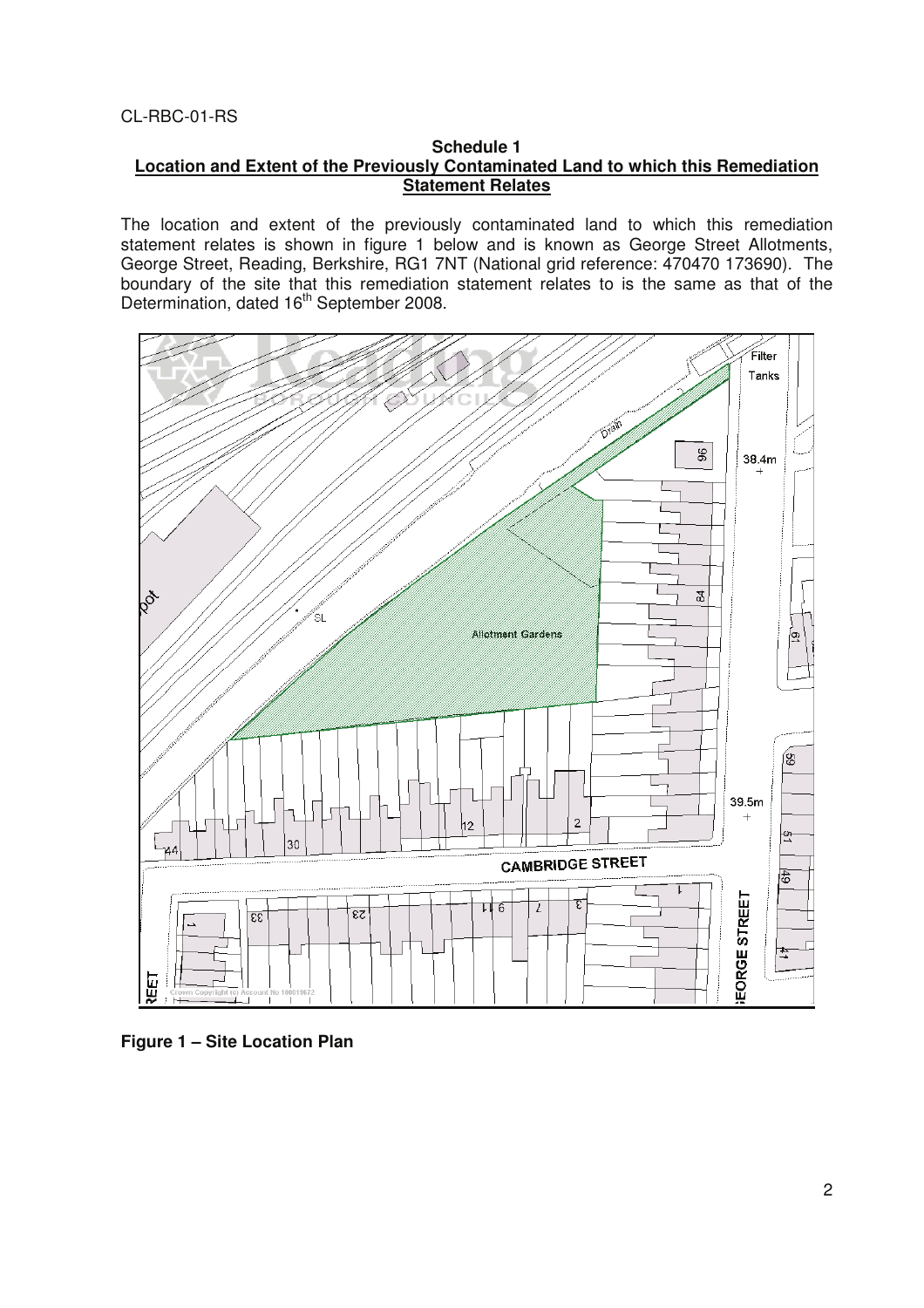CL-RBC-01-RS

**Schedule 1**
**Location and Extent of the Previously Contaminated Land to which this Remediation Statement Relates**

The location and extent of the previously contaminated land to which this remediation statement relates is shown in figure 1 below and is known as George Street Allotments, George Street, Reading, Berkshire, RG1 7NT (National grid reference: 470470 173690). The boundary of the site that this remediation statement relates to is the same as that of the Determination, dated 16th September 2008.

**Figure 1 – Site Location Plan**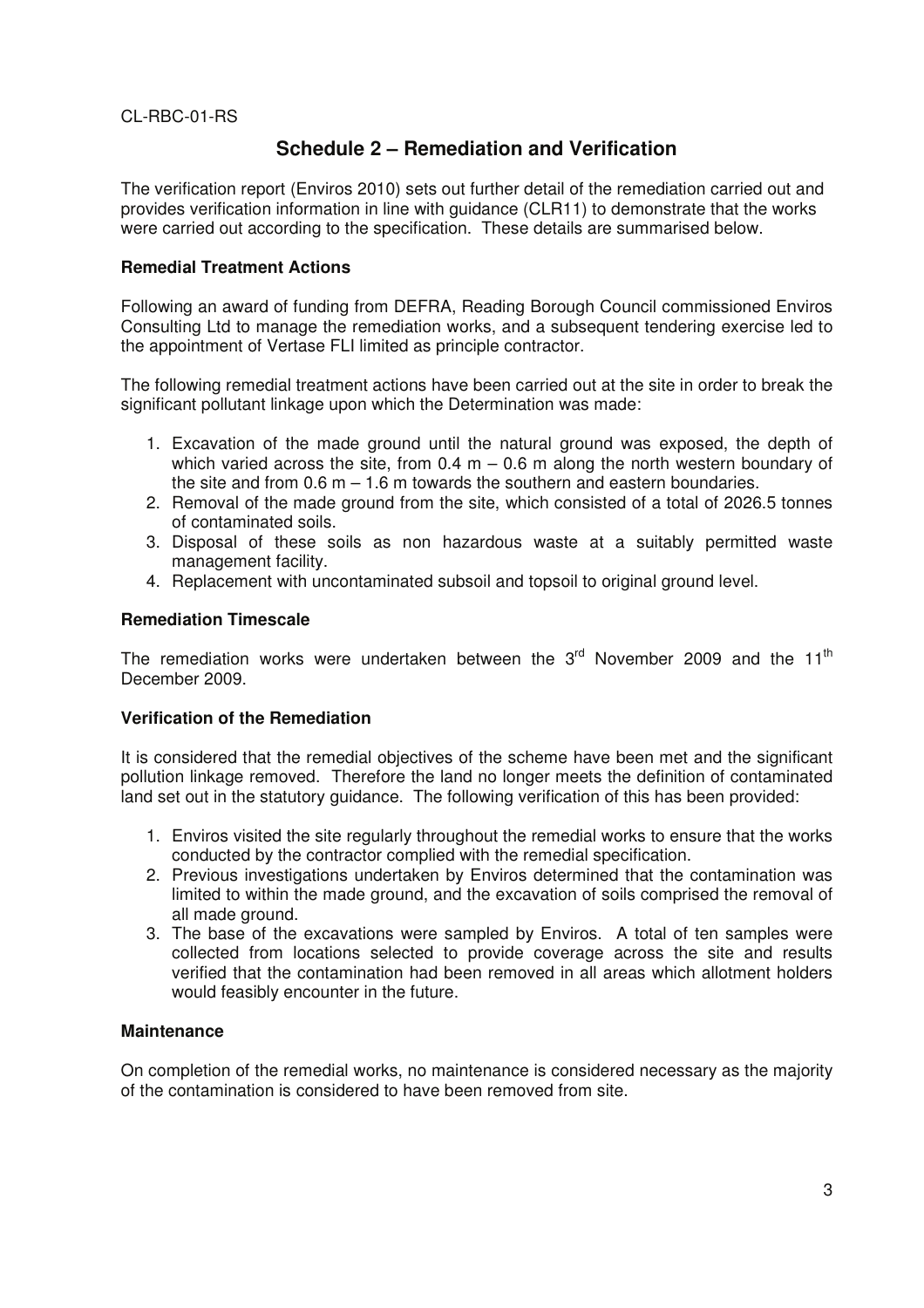CL-RBC-01-RS

## Schedule 2 – Remediation and Verification

The verification report (Enviros 2010) sets out further detail of the remediation carried out and provides verification information in line with guidance (CLR11) to demonstrate that the works were carried out according to the specification. These details are summarised below.

### Remedial Treatment Actions

Following an award of funding from DEFRA, Reading Borough Council commissioned Enviros Consulting Ltd to manage the remediation works, and a subsequent tendering exercise led to the appointment of Vertase FLI limited as principle contractor.

The following remedial treatment actions have been carried out at the site in order to break the significant pollutant linkage upon which the Determination was made:

1. Excavation of the made ground until the natural ground was exposed, the depth of which varied across the site, from 0.4 m – 0.6 m along the north western boundary of the site and from 0.6 m – 1.6 m towards the southern and eastern boundaries.
2. Removal of the made ground from the site, which consisted of a total of 2026.5 tonnes of contaminated soils.
3. Disposal of these soils as non hazardous waste at a suitably permitted waste management facility.
4. Replacement with uncontaminated subsoil and topsoil to original ground level.

### Remediation Timescale

The remediation works were undertaken between the 3rd November 2009 and the 11th December 2009.

### Verification of the Remediation

It is considered that the remedial objectives of the scheme have been met and the significant pollution linkage removed. Therefore the land no longer meets the definition of contaminated land set out in the statutory guidance. The following verification of this has been provided:

1. Enviros visited the site regularly throughout the remedial works to ensure that the works conducted by the contractor complied with the remedial specification.
2. Previous investigations undertaken by Enviros determined that the contamination was limited to within the made ground, and the excavation of soils comprised the removal of all made ground.
3. The base of the excavations were sampled by Enviros. A total of ten samples were collected from locations selected to provide coverage across the site and results verified that the contamination had been removed in all areas which allotment holders would feasibly encounter in the future.

### Maintenance

On completion of the remedial works, no maintenance is considered necessary as the majority of the contamination is considered to have been removed from site.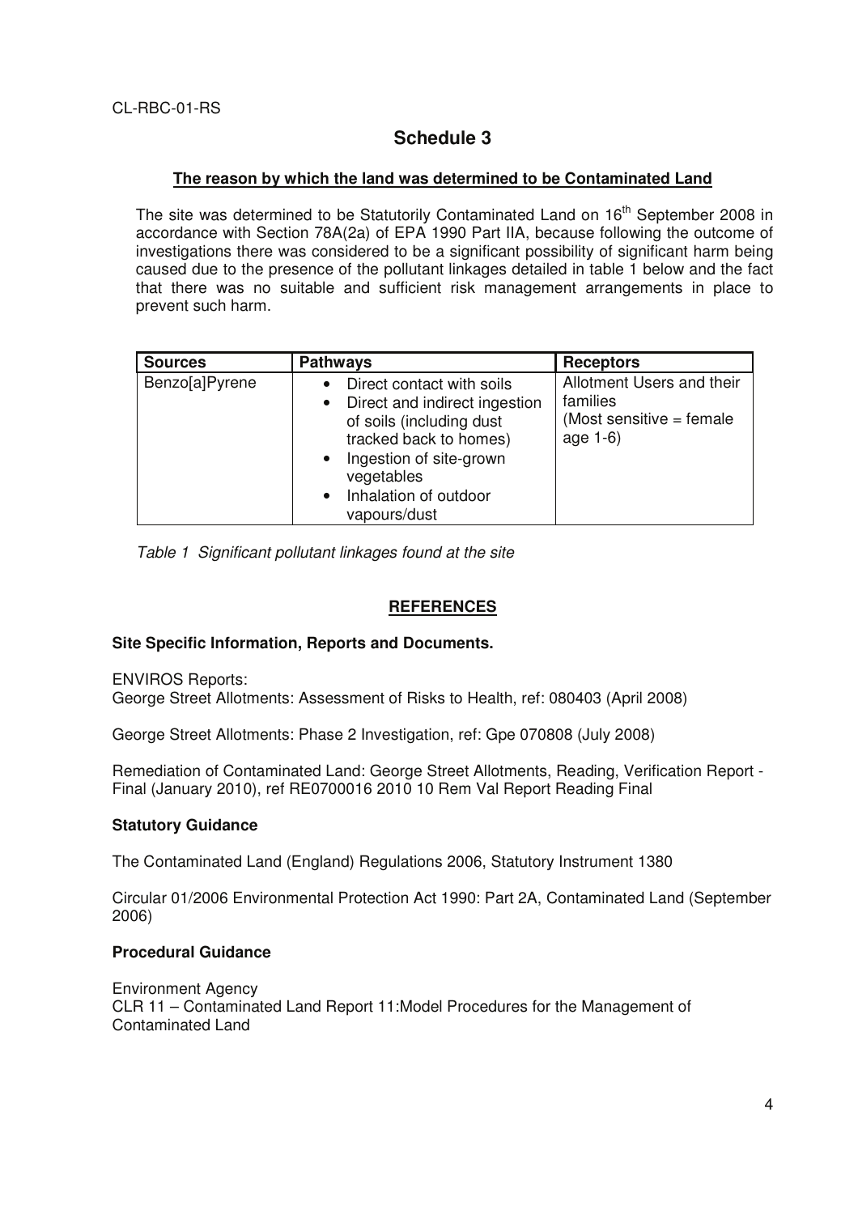CL-RBC-01-RS

# Schedule 3

## The reason by which the land was determined to be Contaminated Land

The site was determined to be Statutorily Contaminated Land on 16th September 2008 in accordance with Section 78A(2a) of EPA 1990 Part IIA, because following the outcome of investigations there was considered to be a significant possibility of significant harm being caused due to the presence of the pollutant linkages detailed in table 1 below and the fact that there was no suitable and sufficient risk management arrangements in place to prevent such harm.

| **Sources** | **Pathways** | **Receptors** |
|---|---|---|
| Benzo[a]Pyrene | • Direct contact with soils<br>• Direct and indirect ingestion of soils (including dust tracked back to homes)<br>• Ingestion of site-grown vegetables<br>• Inhalation of outdoor vapours/dust | Allotment Users and their families (Most sensitive = female age 1-6) |

*Table 1 Significant pollutant linkages found at the site*

## REFERENCES

**Site Specific Information, Reports and Documents.**

ENVIROS Reports:
George Street Allotments: Assessment of Risks to Health, ref: 080403 (April 2008)

George Street Allotments: Phase 2 Investigation, ref: Gpe 070808 (July 2008)

Remediation of Contaminated Land: George Street Allotments, Reading, Verification Report - Final (January 2010), ref RE0700016 2010 10 Rem Val Report Reading Final

**Statutory Guidance**

The Contaminated Land (England) Regulations 2006, Statutory Instrument 1380

Circular 01/2006 Environmental Protection Act 1990: Part 2A, Contaminated Land (September 2006)

**Procedural Guidance**

Environment Agency
CLR 11 – Contaminated Land Report 11:Model Procedures for the Management of Contaminated Land